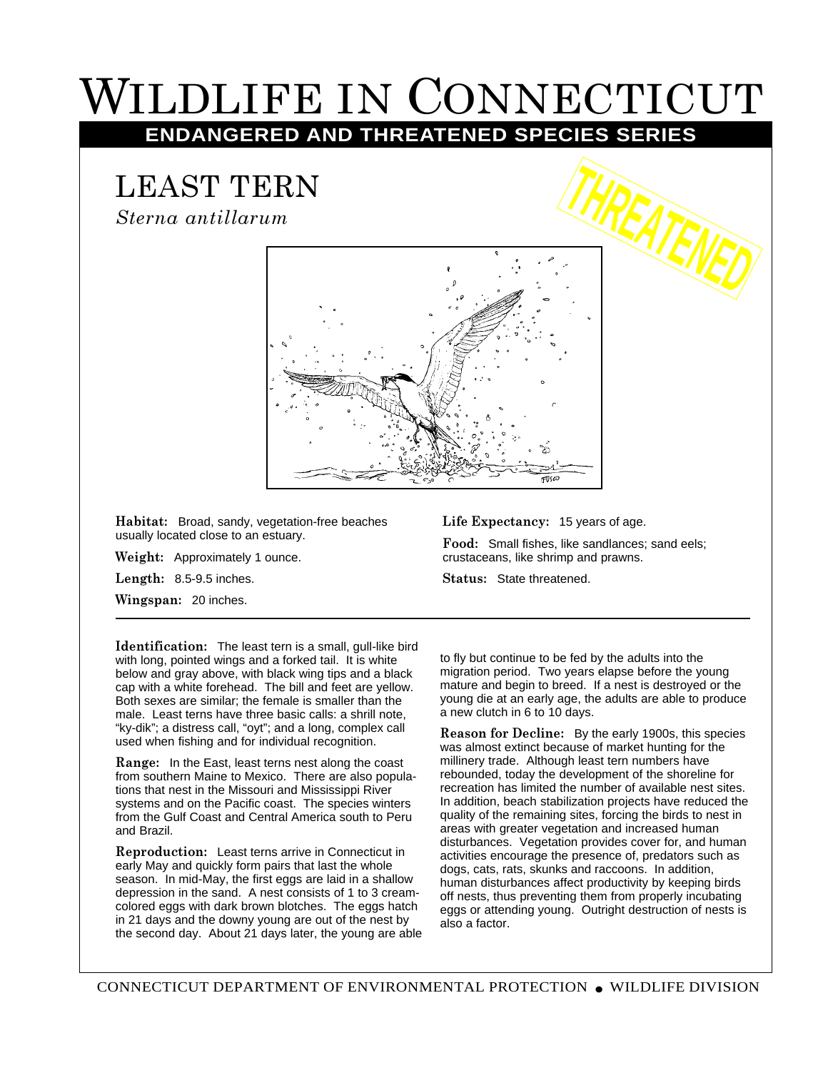# WILDLIFE IN CONNECTICUT

## ENDANGERED AND THREATENED SPECIES SERIES

THREATENED

## LEAST TERN

*Sterna antillarum*

**Habitat:** Broad, sandy, vegetation-free beaches usually located close to an estuary.

**Weight:** Approximately 1 ounce.

**Length:** 8.5-9.5 inches.

**Wingspan:** 20 inches.

**Life Expectancy:** 15 years of age.

**Food:** Small fishes, like sandlances; sand eels; crustaceans, like shrimp and prawns.

**Status:** State threatened.

---

**Identification:** The least tern is a small, gull-like bird with long, pointed wings and a forked tail. It is white below and gray above, with black wing tips and a black cap with a white forehead. The bill and feet are yellow. Both sexes are similar; the female is smaller than the male. Least terns have three basic calls: a shrill note, "ky-dik"; a distress call, "oyt"; and a long, complex call used when fishing and for individual recognition.

**Range:** In the East, least terns nest along the coast from southern Maine to Mexico. There are also populations that nest in the Missouri and Mississippi River systems and on the Pacific coast. The species winters from the Gulf Coast and Central America south to Peru and Brazil.

**Reproduction:** Least terns arrive in Connecticut in early May and quickly form pairs that last the whole season. In mid-May, the first eggs are laid in a shallow depression in the sand. A nest consists of 1 to 3 cream-colored eggs with dark brown blotches. The eggs hatch in 21 days and the downy young are out of the nest by the second day. About 21 days later, the young are able to fly but continue to be fed by the adults into the migration period. Two years elapse before the young mature and begin to breed. If a nest is destroyed or the young die at an early age, the adults are able to produce a new clutch in 6 to 10 days.

**Reason for Decline:** By the early 1900s, this species was almost extinct because of market hunting for the millinery trade. Although least tern numbers have rebounded, today the development of the shoreline for recreation has limited the number of available nest sites. In addition, beach stabilization projects have reduced the quality of the remaining sites, forcing the birds to nest in areas with greater vegetation and increased human disturbances. Vegetation provides cover for, and human activities encourage the presence of, predators such as dogs, cats, rats, skunks and raccoons. In addition, human disturbances affect productivity by keeping birds off nests, thus preventing them from properly incubating eggs or attending young. Outright destruction of nests is also a factor.

CONNECTICUT DEPARTMENT OF ENVIRONMENTAL PROTECTION • WILDLIFE DIVISION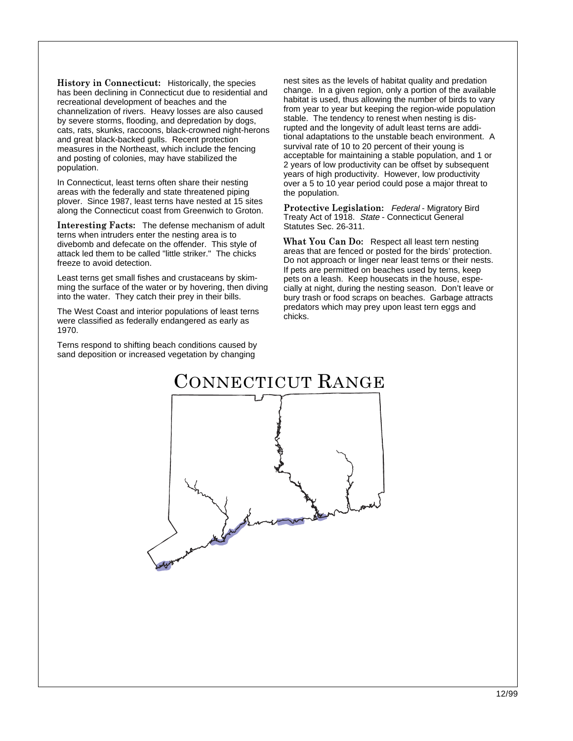**History in Connecticut:** Historically, the species has been declining in Connecticut due to residential and recreational development of beaches and the channelization of rivers. Heavy losses are also caused by severe storms, flooding, and depredation by dogs, cats, rats, skunks, raccoons, black-crowned night-herons and great black-backed gulls. Recent protection measures in the Northeast, which include the fencing and posting of colonies, may have stabilized the population.

In Connecticut, least terns often share their nesting areas with the federally and state threatened piping plover. Since 1987, least terns have nested at 15 sites along the Connecticut coast from Greenwich to Groton.

**Interesting Facts:** The defense mechanism of adult terns when intruders enter the nesting area is to divebomb and defecate on the offender. This style of attack led them to be called "little striker." The chicks freeze to avoid detection.

Least terns get small fishes and crustaceans by skimming the surface of the water or by hovering, then diving into the water. They catch their prey in their bills.

The West Coast and interior populations of least terns were classified as federally endangered as early as 1970.

Terns respond to shifting beach conditions caused by sand deposition or increased vegetation by changing nest sites as the levels of habitat quality and predation change. In a given region, only a portion of the available habitat is used, thus allowing the number of birds to vary from year to year but keeping the region-wide population stable. The tendency to renest when nesting is disrupted and the longevity of adult least terns are additional adaptations to the unstable beach environment. A survival rate of 10 to 20 percent of their young is acceptable for maintaining a stable population, and 1 or 2 years of low productivity can be offset by subsequent years of high productivity. However, low productivity over a 5 to 10 year period could pose a major threat to the population.

**Protective Legislation:** *Federal* - Migratory Bird Treaty Act of 1918. *State* - Connecticut General Statutes Sec. 26-311.

**What You Can Do:** Respect all least tern nesting areas that are fenced or posted for the birds' protection. Do not approach or linger near least terns or their nests. If pets are permitted on beaches used by terns, keep pets on a leash. Keep housecats in the house, especially at night, during the nesting season. Don't leave or bury trash or food scraps on beaches. Garbage attracts predators which may prey upon least tern eggs and chicks.

## Connecticut Range

12/99